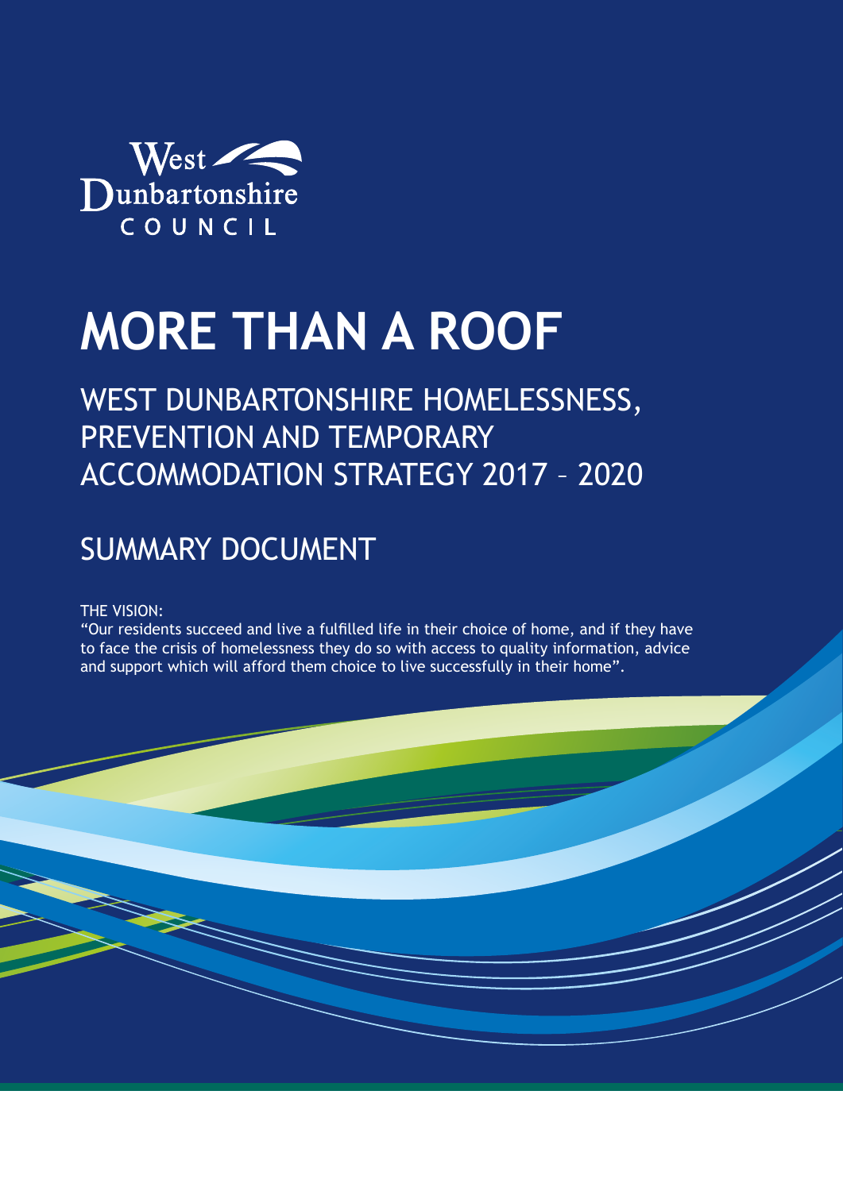West Dunbartonshire COUNCIL

# MORE THAN A ROOF

## WEST DUNBARTONSHIRE HOMELESSNESS, PREVENTION AND TEMPORARY ACCOMMODATION STRATEGY 2017 – 2020

## SUMMARY DOCUMENT

THE VISION:
"Our residents succeed and live a fulfilled life in their choice of home, and if they have to face the crisis of homelessness they do so with access to quality information, advice and support which will afford them choice to live successfully in their home".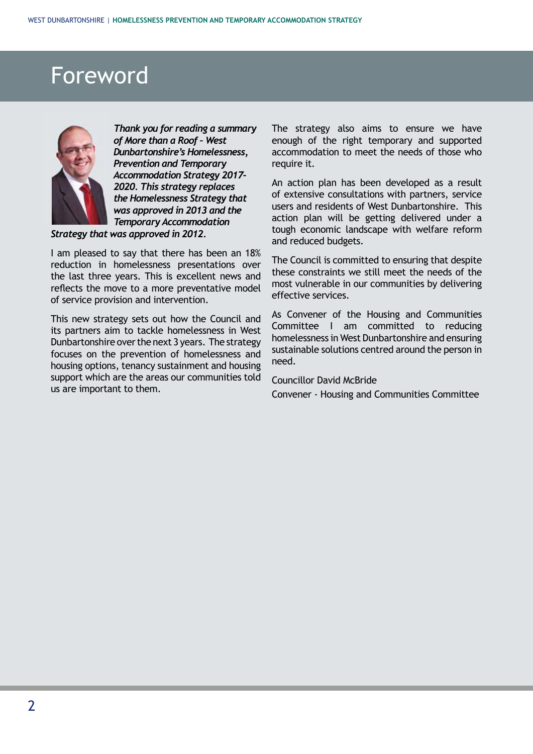# Foreword

***Thank you for reading a summary of More than a Roof – West Dunbartonshire's Homelessness, Prevention and Temporary Accommodation Strategy 2017-2020. This strategy replaces the Homelessness Strategy that was approved in 2013 and the Temporary Accommodation Strategy that was approved in 2012.***

I am pleased to say that there has been an 18% reduction in homelessness presentations over the last three years. This is excellent news and reflects the move to a more preventative model of service provision and intervention.

This new strategy sets out how the Council and its partners aim to tackle homelessness in West Dunbartonshire over the next 3 years. The strategy focuses on the prevention of homelessness and housing options, tenancy sustainment and housing support which are the areas our communities told us are important to them.

The strategy also aims to ensure we have enough of the right temporary and supported accommodation to meet the needs of those who require it.

An action plan has been developed as a result of extensive consultations with partners, service users and residents of West Dunbartonshire. This action plan will be getting delivered under a tough economic landscape with welfare reform and reduced budgets.

The Council is committed to ensuring that despite these constraints we still meet the needs of the most vulnerable in our communities by delivering effective services.

As Convener of the Housing and Communities Committee I am committed to reducing homelessness in West Dunbartonshire and ensuring sustainable solutions centred around the person in need.

Councillor David McBride

Convener - Housing and Communities Committee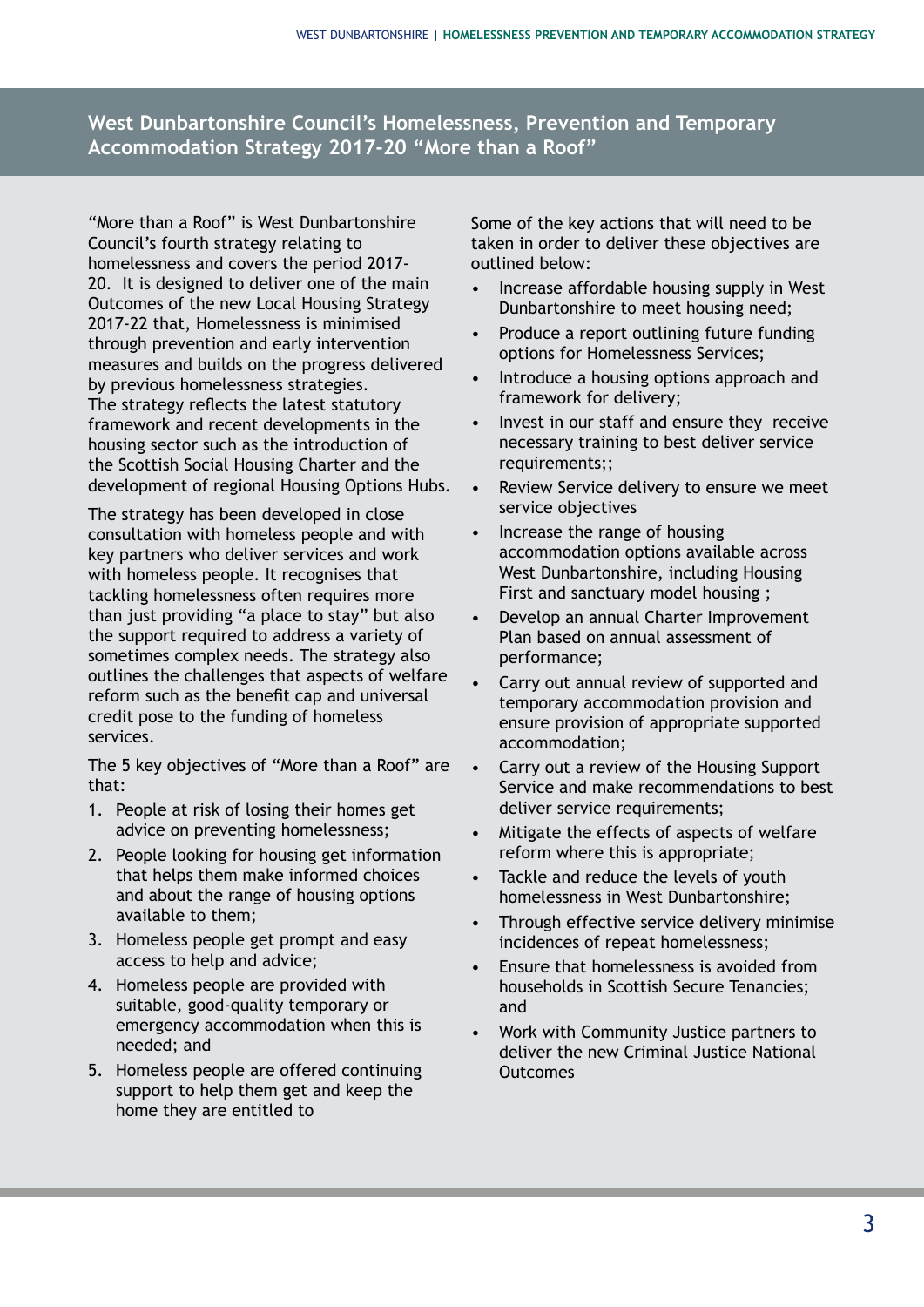## West Dunbartonshire Council's Homelessness, Prevention and Temporary Accommodation Strategy 2017-20 "More than a Roof"

"More than a Roof" is West Dunbartonshire Council's fourth strategy relating to homelessness and covers the period 2017-20. It is designed to deliver one of the main Outcomes of the new Local Housing Strategy 2017-22 that, Homelessness is minimised through prevention and early intervention measures and builds on the progress delivered by previous homelessness strategies. The strategy reflects the latest statutory framework and recent developments in the housing sector such as the introduction of the Scottish Social Housing Charter and the development of regional Housing Options Hubs.

The strategy has been developed in close consultation with homeless people and with key partners who deliver services and work with homeless people. It recognises that tackling homelessness often requires more than just providing "a place to stay" but also the support required to address a variety of sometimes complex needs. The strategy also outlines the challenges that aspects of welfare reform such as the benefit cap and universal credit pose to the funding of homeless services.

The 5 key objectives of "More than a Roof" are that:

1. People at risk of losing their homes get advice on preventing homelessness;
2. People looking for housing get information that helps them make informed choices and about the range of housing options available to them;
3. Homeless people get prompt and easy access to help and advice;
4. Homeless people are provided with suitable, good-quality temporary or emergency accommodation when this is needed; and
5. Homeless people are offered continuing support to help them get and keep the home they are entitled to

Some of the key actions that will need to be taken in order to deliver these objectives are outlined below:

- Increase affordable housing supply in West Dunbartonshire to meet housing need;
- Produce a report outlining future funding options for Homelessness Services;
- Introduce a housing options approach and framework for delivery;
- Invest in our staff and ensure they receive necessary training to best deliver service requirements;;
- Review Service delivery to ensure we meet service objectives
- Increase the range of housing accommodation options available across West Dunbartonshire, including Housing First and sanctuary model housing ;
- Develop an annual Charter Improvement Plan based on annual assessment of performance;
- Carry out annual review of supported and temporary accommodation provision and ensure provision of appropriate supported accommodation;
- Carry out a review of the Housing Support Service and make recommendations to best deliver service requirements;
- Mitigate the effects of aspects of welfare reform where this is appropriate;
- Tackle and reduce the levels of youth homelessness in West Dunbartonshire;
- Through effective service delivery minimise incidences of repeat homelessness;
- Ensure that homelessness is avoided from households in Scottish Secure Tenancies; and
- Work with Community Justice partners to deliver the new Criminal Justice National Outcomes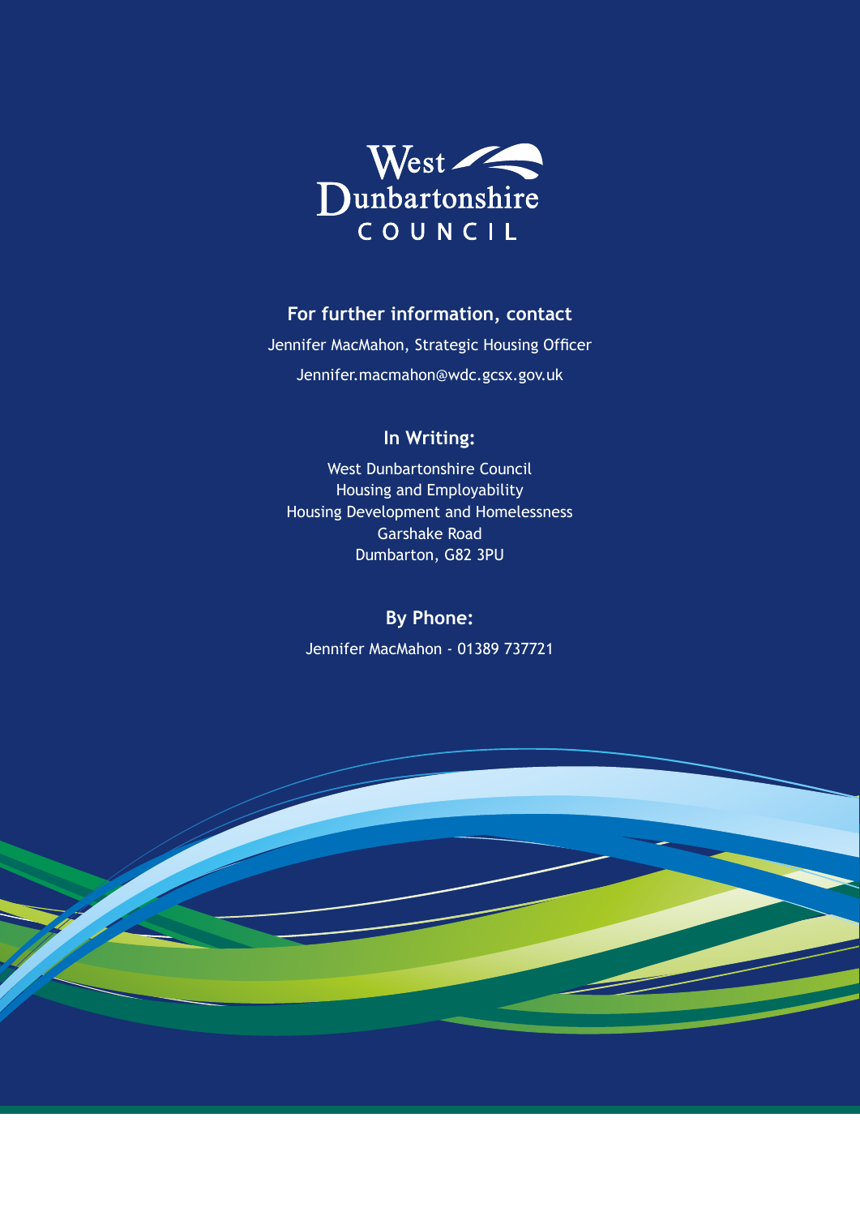West Dunbartonshire COUNCIL

## For further information, contact

Jennifer MacMahon, Strategic Housing Officer

Jennifer.macmahon@wdc.gcsx.gov.uk

## In Writing:

West Dunbartonshire Council
Housing and Employability
Housing Development and Homelessness
Garshake Road
Dumbarton, G82 3PU

## By Phone:

Jennifer MacMahon - 01389 737721